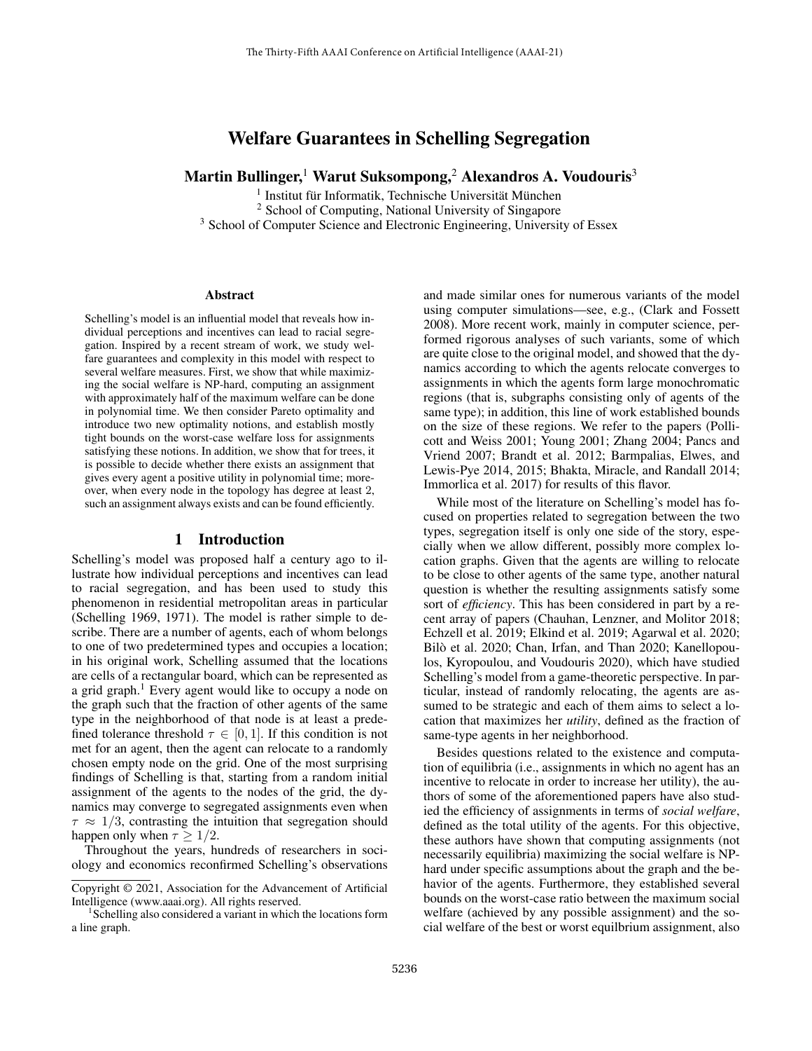# Welfare Guarantees in Schelling Segregation

**Martin Bullinger,[1] Warut Suksompong,[2] Alexandros A. Voudouris[3]**

[1] Institut für Informatik, Technische Universität München
[2] School of Computing, National University of Singapore
[3] School of Computer Science and Electronic Engineering, University of Essex

### Abstract

Schelling's model is an influential model that reveals how individual perceptions and incentives can lead to racial segregation. Inspired by a recent stream of work, we study welfare guarantees and complexity in this model with respect to several welfare measures. First, we show that while maximizing the social welfare is NP-hard, computing an assignment with approximately half of the maximum welfare can be done in polynomial time. We then consider Pareto optimality and introduce two new optimality notions, and establish mostly tight bounds on the worst-case welfare loss for assignments satisfying these notions. In addition, we show that for trees, it is possible to decide whether there exists an assignment that gives every agent a positive utility in polynomial time; moreover, when every node in the topology has degree at least 2, such an assignment always exists and can be found efficiently.

## 1 Introduction

Schelling's model was proposed half a century ago to illustrate how individual perceptions and incentives can lead to racial segregation, and has been used to study this phenomenon in residential metropolitan areas in particular (Schelling 1969, 1971). The model is rather simple to describe. There are a number of agents, each of whom belongs to one of two predetermined types and occupies a location; in his original work, Schelling assumed that the locations are cells of a rectangular board, which can be represented as a grid graph.[1] Every agent would like to occupy a node on the graph such that the fraction of other agents of the same type in the neighborhood of that node is at least a predefined tolerance threshold $\tau \in [0, 1]$. If this condition is not met for an agent, then the agent can relocate to a randomly chosen empty node on the grid. One of the most surprising findings of Schelling is that, starting from a random initial assignment of the agents to the nodes of the grid, the dynamics may converge to segregated assignments even when $\tau \approx 1/3$, contrasting the intuition that segregation should happen only when $\tau \geq 1/2$.

Throughout the years, hundreds of researchers in sociology and economics reconfirmed Schelling's observations and made similar ones for numerous variants of the model using computer simulations—see, e.g., (Clark and Fossett 2008). More recent work, mainly in computer science, performed rigorous analyses of such variants, some of which are quite close to the original model, and showed that the dynamics according to which the agents relocate converges to assignments in which the agents form large monochromatic regions (that is, subgraphs consisting only of agents of the same type); in addition, this line of work established bounds on the size of these regions. We refer to the papers (Pollicott and Weiss 2001; Young 2001; Zhang 2004; Pancs and Vriend 2007; Brandt et al. 2012; Barmpalias, Elwes, and Lewis-Pye 2014, 2015; Bhakta, Miracle, and Randall 2014; Immorlica et al. 2017) for results of this flavor.

While most of the literature on Schelling's model has focused on properties related to segregation between the two types, segregation itself is only one side of the story, especially when we allow different, possibly more complex location graphs. Given that the agents are willing to relocate to be close to other agents of the same type, another natural question is whether the resulting assignments satisfy some sort of *efficiency*. This has been considered in part by a recent array of papers (Chauhan, Lenzner, and Molitor 2018; Echzell et al. 2019; Elkind et al. 2019; Agarwal et al. 2020; Bilò et al. 2020; Chan, Irfan, and Than 2020; Kanellopoulos, Kyropoulou, and Voudouris 2020), which have studied Schelling's model from a game-theoretic perspective. In particular, instead of randomly relocating, the agents are assumed to be strategic and each of them aims to select a location that maximizes her *utility*, defined as the fraction of same-type agents in her neighborhood.

Besides questions related to the existence and computation of equilibria (i.e., assignments in which no agent has an incentive to relocate in order to increase her utility), the authors of some of the aforementioned papers have also studied the efficiency of assignments in terms of *social welfare*, defined as the total utility of the agents. For this objective, these authors have shown that computing assignments (not necessarily equilibria) maximizing the social welfare is NP-hard under specific assumptions about the graph and the behavior of the agents. Furthermore, they established several bounds on the worst-case ratio between the maximum social welfare (achieved by any possible assignment) and the social welfare of the best or worst equlibrium assignment, also

---

Copyright © 2021, Association for the Advancement of Artificial Intelligence (www.aaai.org). All rights reserved.

[1] Schelling also considered a variant in which the locations form a line graph.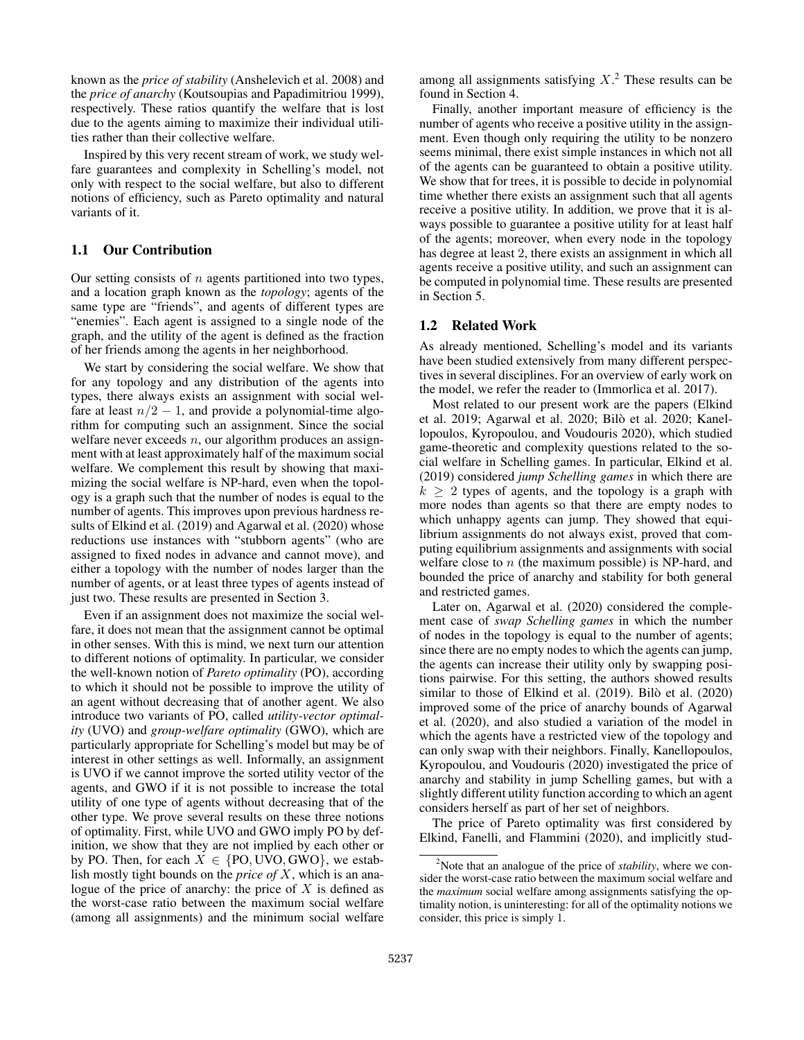known as the *price of stability* (Anshelevich et al. 2008) and the *price of anarchy* (Koutsoupias and Papadimitriou 1999), respectively. These ratios quantify the welfare that is lost due to the agents aiming to maximize their individual utilities rather than their collective welfare.

Inspired by this very recent stream of work, we study welfare guarantees and complexity in Schelling's model, not only with respect to the social welfare, but also to different notions of efficiency, such as Pareto optimality and natural variants of it.

## 1.1 Our Contribution

Our setting consists of $n$ agents partitioned into two types, and a location graph known as the *topology*; agents of the same type are "friends", and agents of different types are "enemies". Each agent is assigned to a single node of the graph, and the utility of the agent is defined as the fraction of her friends among the agents in her neighborhood.

We start by considering the social welfare. We show that for any topology and any distribution of the agents into types, there always exists an assignment with social welfare at least $n/2 - 1$, and provide a polynomial-time algorithm for computing such an assignment. Since the social welfare never exceeds $n$, our algorithm produces an assignment with at least approximately half of the maximum social welfare. We complement this result by showing that maximizing the social welfare is NP-hard, even when the topology is a graph such that the number of nodes is equal to the number of agents. This improves upon previous hardness results of Elkind et al. (2019) and Agarwal et al. (2020) whose reductions use instances with "stubborn agents" (who are assigned to fixed nodes in advance and cannot move), and either a topology with the number of nodes larger than the number of agents, or at least three types of agents instead of just two. These results are presented in Section 3.

Even if an assignment does not maximize the social welfare, it does not mean that the assignment cannot be optimal in other senses. With this is mind, we next turn our attention to different notions of optimality. In particular, we consider the well-known notion of *Pareto optimality* (PO), according to which it should not be possible to improve the utility of an agent without decreasing that of another agent. We also introduce two variants of PO, called *utility-vector optimality* (UVO) and *group-welfare optimality* (GWO), which are particularly appropriate for Schelling's model but may be of interest in other settings as well. Informally, an assignment is UVO if we cannot improve the sorted utility vector of the agents, and GWO if it is not possible to increase the total utility of one type of agents without decreasing that of the other type. We prove several results on these three notions of optimality. First, while UVO and GWO imply PO by definition, we show that they are not implied by each other or by PO. Then, for each $X \in \{\text{PO}, \text{UVO}, \text{GWO}\}$, we establish mostly tight bounds on the *price of* $X$, which is an analogue of the price of anarchy: the price of $X$ is defined as the worst-case ratio between the maximum social welfare (among all assignments) and the minimum social welfare among all assignments satisfying $X$.[2] These results can be found in Section 4.

Finally, another important measure of efficiency is the number of agents who receive a positive utility in the assignment. Even though only requiring the utility to be nonzero seems minimal, there exist simple instances in which not all of the agents can be guaranteed to obtain a positive utility. We show that for trees, it is possible to decide in polynomial time whether there exists an assignment such that all agents receive a positive utility. In addition, we prove that it is always possible to guarantee a positive utility for at least half of the agents; moreover, when every node in the topology has degree at least 2, there exists an assignment in which all agents receive a positive utility, and such an assignment can be computed in polynomial time. These results are presented in Section 5.

## 1.2 Related Work

As already mentioned, Schelling's model and its variants have been studied extensively from many different perspectives in several disciplines. For an overview of early work on the model, we refer the reader to (Immorlica et al. 2017).

Most related to our present work are the papers (Elkind et al. 2019; Agarwal et al. 2020; Bilò et al. 2020; Kanellopoulos, Kyropoulou, and Voudouris 2020), which studied game-theoretic and complexity questions related to the social welfare in Schelling games. In particular, Elkind et al. (2019) considered *jump Schelling games* in which there are $k \geq 2$ types of agents, and the topology is a graph with more nodes than agents so that there are empty nodes to which unhappy agents can jump. They showed that equilibrium assignments do not always exist, proved that computing equilibrium assignments and assignments with social welfare close to $n$ (the maximum possible) is NP-hard, and bounded the price of anarchy and stability for both general and restricted games.

Later on, Agarwal et al. (2020) considered the complement case of *swap Schelling games* in which the number of nodes in the topology is equal to the number of agents; since there are no empty nodes to which the agents can jump, the agents can increase their utility only by swapping positions pairwise. For this setting, the authors showed results similar to those of Elkind et al. (2019). Bilò et al. (2020) improved some of the price of anarchy bounds of Agarwal et al. (2020), and also studied a variation of the model in which the agents have a restricted view of the topology and can only swap with their neighbors. Finally, Kanellopoulos, Kyropoulou, and Voudouris (2020) investigated the price of anarchy and stability in jump Schelling games, but with a slightly different utility function according to which an agent considers herself as part of her set of neighbors.

The price of Pareto optimality was first considered by Elkind, Fanelli, and Flammini (2020), and implicitly stud-

[2] Note that an analogue of the price of *stability*, where we consider the worst-case ratio between the maximum social welfare and the *maximum* social welfare among assignments satisfying the optimality notion, is uninteresting: for all of the optimality notions we consider, this price is simply 1.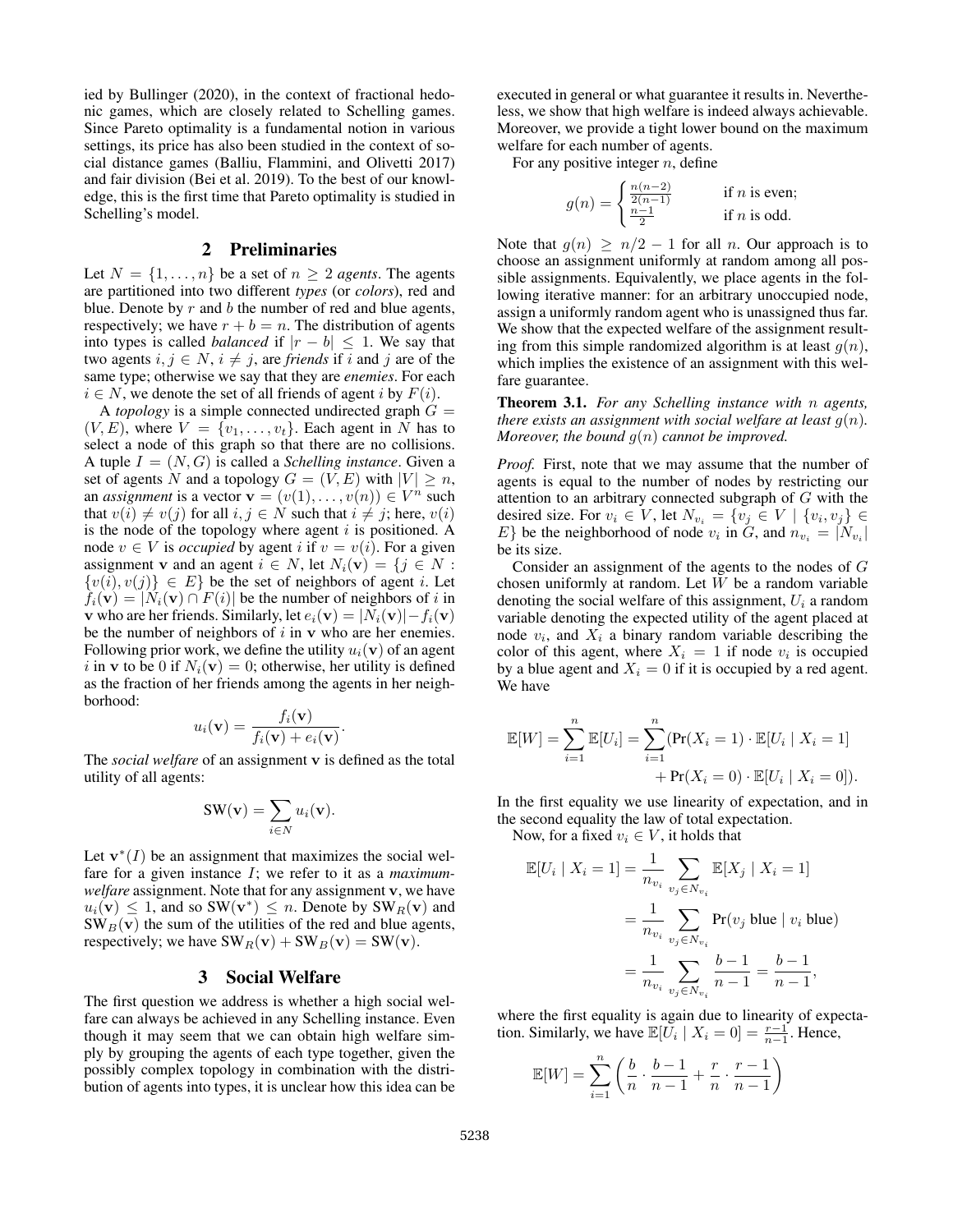ied by Bullinger (2020), in the context of fractional hedonic games, which are closely related to Schelling games. Since Pareto optimality is a fundamental notion in various settings, its price has also been studied in the context of social distance games (Balliu, Flammini, and Olivetti 2017) and fair division (Bei et al. 2019). To the best of our knowledge, this is the first time that Pareto optimality is studied in Schelling's model.

## 2 Preliminaries

Let $N = \{1, \ldots, n\}$ be a set of $n \geq 2$ *agents*. The agents are partitioned into two different *types* (or *colors*), red and blue. Denote by $r$ and $b$ the number of red and blue agents, respectively; we have $r + b = n$. The distribution of agents into types is called *balanced* if $|r - b| \leq 1$. We say that two agents $i, j \in N$, $i \neq j$, are *friends* if $i$ and $j$ are of the same type; otherwise we say that they are *enemies*. For each $i \in N$, we denote the set of all friends of agent $i$ by $F(i)$.

A *topology* is a simple connected undirected graph $G = (V, E)$, where $V = \{v_1, \ldots, v_t\}$. Each agent in $N$ has to select a node of this graph so that there are no collisions. A tuple $I = (N, G)$ is called a *Schelling instance*. Given a set of agents $N$ and a topology $G = (V, E)$ with $|V| \geq n$, an *assignment* is a vector $\mathbf{v} = (v(1), \ldots, v(n)) \in V^n$ such that $v(i) \neq v(j)$ for all $i, j \in N$ such that $i \neq j$; here, $v(i)$ is the node of the topology where agent $i$ is positioned. A node $v \in V$ is *occupied* by agent $i$ if $v = v(i)$. For a given assignment $\mathbf{v}$ and an agent $i \in N$, let $N_i(\mathbf{v}) = \{j \in N : \{v(i), v(j)\} \in E\}$ be the set of neighbors of agent $i$. Let $f_i(\mathbf{v}) = |N_i(\mathbf{v}) \cap F(i)|$ be the number of neighbors of $i$ in $\mathbf{v}$ who are her friends. Similarly, let $e_i(\mathbf{v}) = |N_i(\mathbf{v})| - f_i(\mathbf{v})$ be the number of neighbors of $i$ in $\mathbf{v}$ who are her enemies. Following prior work, we define the utility $u_i(\mathbf{v})$ of an agent $i$ in $\mathbf{v}$ to be 0 if $N_i(\mathbf{v}) = \emptyset$; otherwise, her utility is defined as the fraction of her friends among the agents in her neighborhood:

$$u_i(\mathbf{v}) = \frac{f_i(\mathbf{v})}{f_i(\mathbf{v}) + e_i(\mathbf{v})}.$$

The *social welfare* of an assignment $\mathbf{v}$ is defined as the total utility of all agents:

$$\text{SW}(\mathbf{v}) = \sum_{i \in N} u_i(\mathbf{v}).$$

Let $\mathbf{v}^*(I)$ be an assignment that maximizes the social welfare for a given instance $I$; we refer to it as a *maximum-welfare* assignment. Note that for any assignment $\mathbf{v}$, we have $u_i(\mathbf{v}) \leq 1$, and so $\text{SW}(\mathbf{v}^*) \leq n$. Denote by $\text{SW}_R(\mathbf{v})$ and $\text{SW}_B(\mathbf{v})$ the sum of the utilities of the red and blue agents, respectively; we have $\text{SW}_R(\mathbf{v}) + \text{SW}_B(\mathbf{v}) = \text{SW}(\mathbf{v})$.

## 3 Social Welfare

The first question we address is whether a high social welfare can always be achieved in any Schelling instance. Even though it may seem that we can obtain high welfare simply by grouping the agents of each type together, given the possibly complex topology in combination with the distribution of agents into types, it is unclear how this idea can be executed in general or what guarantee it results in. Nevertheless, we show that high welfare is indeed always achievable. Moreover, we provide a tight lower bound on the maximum welfare for each number of agents.

For any positive integer $n$, define

$$g(n) = \begin{cases} \frac{n(n-2)}{2(n-1)} & \text{if } n \text{ is even;} \\ \frac{n-1}{2} & \text{if } n \text{ is odd.} \end{cases}$$

Note that $g(n) \geq n/2 - 1$ for all $n$. Our approach is to choose an assignment uniformly at random among all possible assignments. Equivalently, we place agents in the following iterative manner: for an arbitrary unoccupied node, assign a uniformly random agent who is unassigned thus far. We show that the expected welfare of the assignment resulting from this simple randomized algorithm is at least $g(n)$, which implies the existence of an assignment with this welfare guarantee.

**Theorem 3.1.** *For any Schelling instance with $n$ agents, there exists an assignment with social welfare at least $g(n)$. Moreover, the bound $g(n)$ cannot be improved.*

*Proof.* First, note that we may assume that the number of agents is equal to the number of nodes by restricting our attention to an arbitrary connected subgraph of $G$ with the desired size. For $v_i \in V$, let $N_{v_i} = \{v_j \in V \mid \{v_i, v_j\} \in E\}$ be the neighborhood of node $v_i$ in $G$, and $n_{v_i} = |N_{v_i}|$ be its size.

Consider an assignment of the agents to the nodes of $G$ chosen uniformly at random. Let $W$ be a random variable denoting the social welfare of this assignment, $U_i$ a random variable denoting the expected utility of the agent placed at node $v_i$, and $X_i$ a binary random variable describing the color of this agent, where $X_i = 1$ if node $v_i$ is occupied by a blue agent and $X_i = 0$ if it is occupied by a red agent. We have

$$\mathbb{E}[W] = \sum_{i=1}^{n} \mathbb{E}[U_i] = \sum_{i=1}^{n} (\Pr(X_i = 1) \cdot \mathbb{E}[U_i \mid X_i = 1] + \Pr(X_i = 0) \cdot \mathbb{E}[U_i \mid X_i = 0]).$$

In the first equality we use linearity of expectation, and in the second equality the law of total expectation.

Now, for a fixed $v_i \in V$, it holds that

$$\begin{aligned}
\mathbb{E}[U_i \mid X_i = 1] &= \frac{1}{n_{v_i}} \sum_{v_j \in N_{v_i}} \mathbb{E}[X_j \mid X_i = 1] \\
&= \frac{1}{n_{v_i}} \sum_{v_j \in N_{v_i}} \Pr(v_j \text{ blue} \mid v_i \text{ blue}) \\
&= \frac{1}{n_{v_i}} \sum_{v_j \in N_{v_i}} \frac{b-1}{n-1} = \frac{b-1}{n-1},
\end{aligned}$$

where the first equality is again due to linearity of expectation. Similarly, we have $\mathbb{E}[U_i \mid X_i = 0] = \frac{r-1}{n-1}$. Hence,

$$\mathbb{E}[W] = \sum_{i=1}^{n} \left( \frac{b}{n} \cdot \frac{b-1}{n-1} + \frac{r}{n} \cdot \frac{r-1}{n-1} \right)$$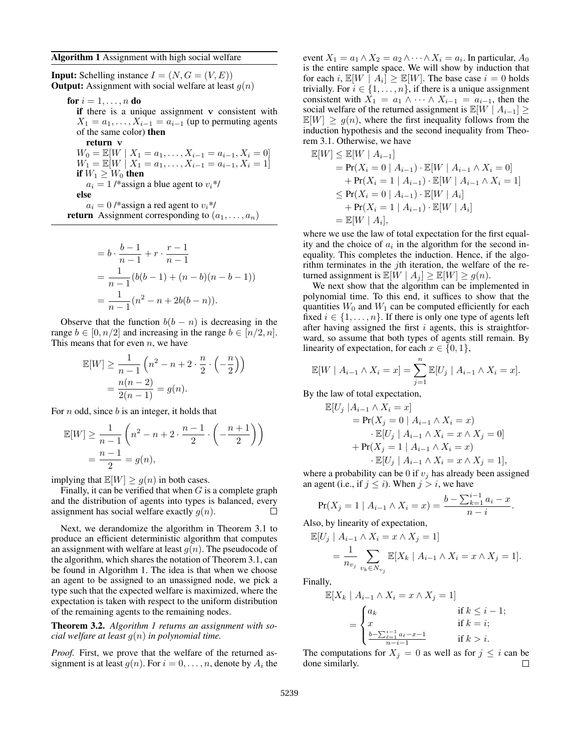**Algorithm 1** Assignment with high social welfare

**Input:** Schelling instance $I = (N, G = (V, E))$
**Output:** Assignment with social welfare at least $g(n)$

```
for i = 1, ..., n do
    if there is a unique assignment v consistent with
    X_1 = a_1, ..., X_{i-1} = a_{i-1} (up to permuting agents
    of the same color) then
        return v
    W_0 = E[W | X_1 = a_1, ..., X_{i-1} = a_{i-1}, X_i = 0]
    W_1 = E[W | X_1 = a_1, ..., X_{i-1} = a_{i-1}, X_i = 1]
    if W_1 ≥ W_0 then
        a_i = 1 /*assign a blue agent to v_i*/
    else
        a_i = 0 /*assign a red agent to v_i*/
return Assignment corresponding to (a_1, ..., a_n)
```

$$
\begin{aligned}
&= b \cdot \frac{b-1}{n-1} + r \cdot \frac{r-1}{n-1} \\
&= \frac{1}{n-1}(b(b-1) + (n-b)(n-b-1)) \\
&= \frac{1}{n-1}(n^2 - n + 2b(b-n)).
\end{aligned}
$$

Observe that the function $b(b-n)$ is decreasing in the range $b \in [0, n/2]$ and increasing in the range $b \in [n/2, n]$. This means that for even $n$, we have

$$
\begin{aligned}
\mathbb{E}[W] &\geq \frac{1}{n-1}\left(n^2 - n + 2 \cdot \frac{n}{2} \cdot \left(-\frac{n}{2}\right)\right) \\
&= \frac{n(n-2)}{2(n-1)} = g(n).
\end{aligned}
$$

For $n$ odd, since $b$ is an integer, it holds that

$$
\begin{aligned}
\mathbb{E}[W] &\geq \frac{1}{n-1}\left(n^2 - n + 2 \cdot \frac{n-1}{2} \cdot \left(-\frac{n+1}{2}\right)\right) \\
&= \frac{n-1}{2} = g(n),
\end{aligned}
$$

implying that $\mathbb{E}[W] \geq g(n)$ in both cases.

Finally, it can be verified that when $G$ is a complete graph and the distribution of agents into types is balanced, every assignment has social welfare exactly $g(n)$. $\square$

Next, we derandomize the algorithm in Theorem 3.1 to produce an efficient deterministic algorithm that computes an assignment with welfare at least $g(n)$. The pseudocode of the algorithm, which shares the notation of Theorem 3.1, can be found in Algorithm 1. The idea is that when we choose an agent to be assigned to an unassigned node, we pick a type such that the expected welfare is maximized, where the expectation is taken with respect to the uniform distribution of the remaining agents to the remaining nodes.

**Theorem 3.2.** *Algorithm 1 returns an assignment with social welfare at least $g(n)$ in polynomial time.*

*Proof.* First, we prove that the welfare of the returned assignment is at least $g(n)$. For $i = 0, \ldots, n$, denote by $A_i$ the event $X_1 = a_1 \wedge X_2 = a_2 \wedge \cdots \wedge X_i = a_i$. In particular, $A_0$ is the entire sample space. We will show by induction that for each $i$, $\mathbb{E}[W \mid A_i] \geq \mathbb{E}[W]$. The base case $i = 0$ holds trivially. For $i \in \{1, \ldots, n\}$, if there is a unique assignment consistent with $X_1 = a_1 \wedge \cdots \wedge X_{i-1} = a_{i-1}$, then the social welfare of the returned assignment is $\mathbb{E}[W \mid A_{i-1}] \geq \mathbb{E}[W] \geq g(n)$, where the first inequality follows from the induction hypothesis and the second inequality from Theorem 3.1. Otherwise, we have

$$
\begin{aligned}
\mathbb{E}[W] &\leq \mathbb{E}[W \mid A_{i-1}] \\
&= \Pr(X_i = 0 \mid A_{i-1}) \cdot \mathbb{E}[W \mid A_{i-1} \wedge X_i = 0] \\
&\quad + \Pr(X_i = 1 \mid A_{i-1}) \cdot \mathbb{E}[W \mid A_{i-1} \wedge X_i = 1] \\
&\leq \Pr(X_i = 0 \mid A_{i-1}) \cdot \mathbb{E}[W \mid A_i] \\
&\quad + \Pr(X_i = 1 \mid A_{i-1}) \cdot \mathbb{E}[W \mid A_i] \\
&= \mathbb{E}[W \mid A_i],
\end{aligned}
$$

where we use the law of total expectation for the first equality and the choice of $a_i$ in the algorithm for the second inequality. This completes the induction. Hence, if the algorithm terminates in the $j$th iteration, the welfare of the returned assignment is $\mathbb{E}[W \mid A_j] \geq \mathbb{E}[W] \geq g(n)$.

We next show that the algorithm can be implemented in polynomial time. To this end, it suffices to show that the quantities $W_0$ and $W_1$ can be computed efficiently for each fixed $i \in \{1, \ldots, n\}$. If there is only one type of agents left after having assigned the first $i$ agents, this is straightforward, so assume that both types of agents still remain. By linearity of expectation, for each $x \in \{0, 1\}$,

$$
\mathbb{E}[W \mid A_{i-1} \wedge X_i = x] = \sum_{j=1}^{n} \mathbb{E}[U_j \mid A_{i-1} \wedge X_i = x].
$$

By the law of total expectation,

$$
\begin{aligned}
\mathbb{E}[U_j \mid &A_{i-1} \wedge X_i = x] \\
&= \Pr(X_j = 0 \mid A_{i-1} \wedge X_i = x) \\
&\quad \cdot \mathbb{E}[U_j \mid A_{i-1} \wedge X_i = x \wedge X_j = 0] \\
&+ \Pr(X_j = 1 \mid A_{i-1} \wedge X_i = x) \\
&\quad \cdot \mathbb{E}[U_j \mid A_{i-1} \wedge X_i = x \wedge X_j = 1],
\end{aligned}
$$

where a probability can be 0 if $v_j$ has already been assigned an agent (i.e., if $j \leq i$). When $j > i$, we have

$$
\Pr(X_j = 1 \mid A_{i-1} \wedge X_i = x) = \frac{b - \sum_{k=1}^{i-1} a_i - x}{n - i}.
$$

Also, by linearity of expectation,

$$
\begin{aligned}
\mathbb{E}[U_j \mid &A_{i-1} \wedge X_i = x \wedge X_j = 1] \\
&= \frac{1}{n_{v_j}} \sum_{v_k \in N_{v_j}} \mathbb{E}[X_k \mid A_{i-1} \wedge X_i = x \wedge X_j = 1].
\end{aligned}
$$

Finally,

$$
\begin{aligned}
\mathbb{E}[X_k \mid &A_{i-1} \wedge X_i = x \wedge X_j = 1] \\
&= \begin{cases} a_k & \text{if } k \leq i-1; \\ x & \text{if } k = i; \\ \frac{b - \sum_{\ell=1}^{i-1} a_\ell - x - 1}{n-i-1} & \text{if } k > i. \end{cases}
\end{aligned}
$$

The computations for $X_j = 0$ as well as for $j \leq i$ can be done similarly. $\square$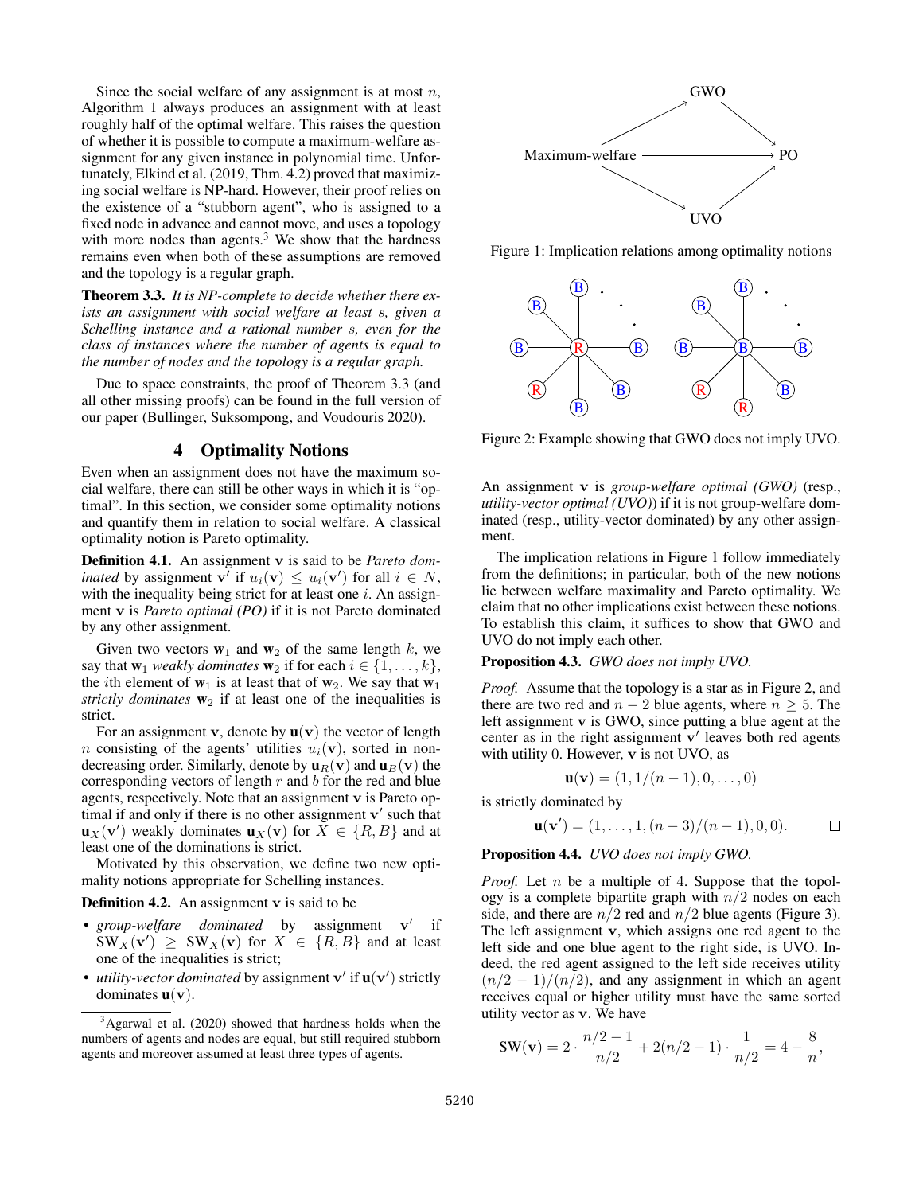Since the social welfare of any assignment is at most $n$, Algorithm 1 always produces an assignment with at least roughly half of the optimal welfare. This raises the question of whether it is possible to compute a maximum-welfare assignment for any given instance in polynomial time. Unfortunately, Elkind et al. (2019, Thm. 4.2) proved that maximizing social welfare is NP-hard. However, their proof relies on the existence of a "stubborn agent", who is assigned to a fixed node in advance and cannot move, and uses a topology with more nodes than agents.[3] We show that the hardness remains even when both of these assumptions are removed and the topology is a regular graph.

**Theorem 3.3.** *It is NP-complete to decide whether there exists an assignment with social welfare at least $s$, given a Schelling instance and a rational number $s$, even for the class of instances where the number of agents is equal to the number of nodes and the topology is a regular graph.*

Due to space constraints, the proof of Theorem 3.3 (and all other missing proofs) can be found in the full version of our paper (Bullinger, Suksompong, and Voudouris 2020).

## 4 Optimality Notions

Even when an assignment does not have the maximum social welfare, there can still be other ways in which it is "optimal". In this section, we consider some optimality notions and quantify them in relation to social welfare. A classical optimality notion is Pareto optimality.

**Definition 4.1.** An assignment $\mathbf{v}$ is said to be *Pareto dominated* by assignment $\mathbf{v}'$ if $u_i(\mathbf{v}) \leq u_i(\mathbf{v}')$ for all $i \in N$, with the inequality being strict for at least one $i$. An assignment $\mathbf{v}$ is *Pareto optimal (PO)* if it is not Pareto dominated by any other assignment.

Given two vectors $\mathbf{w}_1$ and $\mathbf{w}_2$ of the same length $k$, we say that $\mathbf{w}_1$ *weakly dominates* $\mathbf{w}_2$ if for each $i \in \{1, \ldots, k\}$, the $i$th element of $\mathbf{w}_1$ is at least that of $\mathbf{w}_2$. We say that $\mathbf{w}_1$ *strictly dominates* $\mathbf{w}_2$ if at least one of the inequalities is strict.

For an assignment $\mathbf{v}$, denote by $\mathbf{u}(\mathbf{v})$ the vector of length $n$ consisting of the agents' utilities $u_i(\mathbf{v})$, sorted in non-decreasing order. Similarly, denote by $\mathbf{u}_R(\mathbf{v})$ and $\mathbf{u}_B(\mathbf{v})$ the corresponding vectors of length $r$ and $b$ for the red and blue agents, respectively. Note that an assignment $\mathbf{v}$ is Pareto optimal if and only if there is no other assignment $\mathbf{v}'$ such that $\mathbf{u}_X(\mathbf{v}')$ weakly dominates $\mathbf{u}_X(\mathbf{v})$ for $X \in \{R, B\}$ and at least one of the dominations is strict.

Motivated by this observation, we define two new optimality notions appropriate for Schelling instances.

**Definition 4.2.** An assignment $\mathbf{v}$ is said to be

- *group-welfare dominated* by assignment $\mathbf{v}'$ if $\text{SW}_X(\mathbf{v}') \geq \text{SW}_X(\mathbf{v})$ for $X \in \{R, B\}$ and at least one of the inequalities is strict;
- *utility-vector dominated* by assignment $\mathbf{v}'$ if $\mathbf{u}(\mathbf{v}')$ strictly dominates $\mathbf{u}(\mathbf{v})$.

[3] Agarwal et al. (2020) showed that hardness holds when the numbers of agents and nodes are equal, but still required stubborn agents and moreover assumed at least three types of agents.

Figure 1: Implication relations among optimality notions

Figure 2: Example showing that GWO does not imply UVO.

An assignment $\mathbf{v}$ is *group-welfare optimal (GWO)* (resp., *utility-vector optimal (UVO)*) if it is not group-welfare dominated (resp., utility-vector dominated) by any other assignment.

The implication relations in Figure 1 follow immediately from the definitions; in particular, both of the new notions lie between welfare maximality and Pareto optimality. We claim that no other implications exist between these notions. To establish this claim, it suffices to show that GWO and UVO do not imply each other.

**Proposition 4.3.** *GWO does not imply UVO.*

*Proof.* Assume that the topology is a star as in Figure 2, and there are two red and $n-2$ blue agents, where $n \geq 5$. The left assignment $\mathbf{v}$ is GWO, since putting a blue agent at the center as in the right assignment $\mathbf{v}'$ leaves both red agents with utility 0. However, $\mathbf{v}$ is not UVO, as

$$\mathbf{u}(\mathbf{v}) = (1, 1/(n-1), 0, \ldots, 0)$$

is strictly dominated by

$$\mathbf{u}(\mathbf{v}') = (1, \ldots, 1, (n-3)/(n-1), 0, 0). \qquad \square$$

**Proposition 4.4.** *UVO does not imply GWO.*

*Proof.* Let $n$ be a multiple of 4. Suppose that the topology is a complete bipartite graph with $n/2$ nodes on each side, and there are $n/2$ red and $n/2$ blue agents (Figure 3). The left assignment $\mathbf{v}$, which assigns one red agent to the left side and one blue agent to the right side, is UVO. Indeed, the red agent assigned to the left side receives utility $(n/2-1)/(n/2)$, and any assignment in which an agent receives equal or higher utility must have the same sorted utility vector as $\mathbf{v}$. We have

$$\text{SW}(\mathbf{v}) = 2 \cdot \frac{n/2-1}{n/2} + 2(n/2-1) \cdot \frac{1}{n/2} = 4 - \frac{8}{n},$$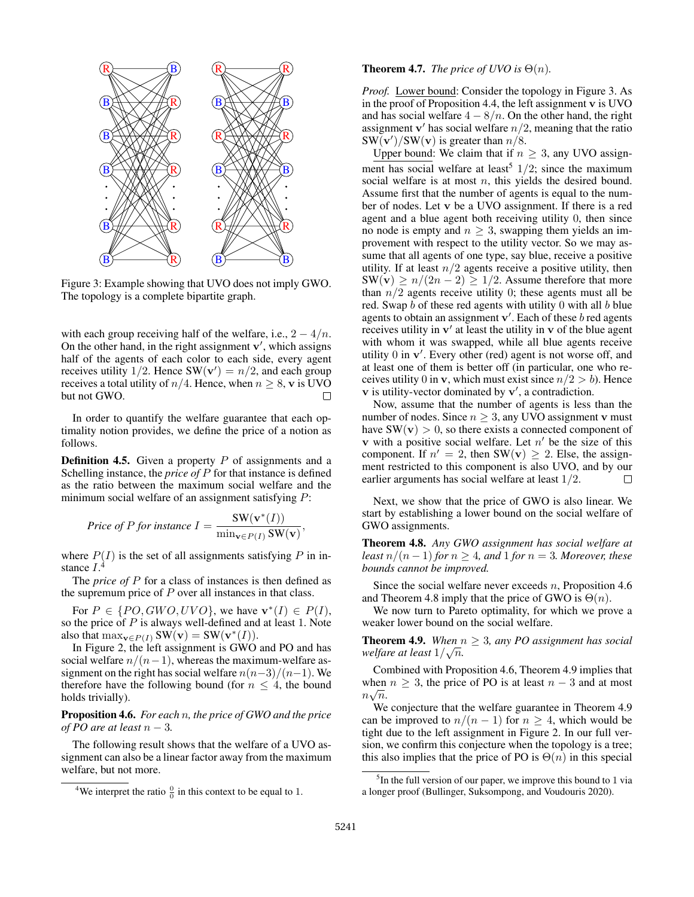Figure 3: Example showing that UVO does not imply GWO. The topology is a complete bipartite graph.

with each group receiving half of the welfare, i.e., $2 - 4/n$. On the other hand, in the right assignment $\mathbf{v}'$, which assigns half of the agents of each color to each side, every agent receives utility $1/2$. Hence $\text{SW}(\mathbf{v}') = n/2$, and each group receives a total utility of $n/4$. Hence, when $n \geq 8$, $\mathbf{v}$ is UVO but not GWO. □

In order to quantify the welfare guarantee that each optimality notion provides, we define the price of a notion as follows.

**Definition 4.5.** Given a property $P$ of assignments and a Schelling instance, the *price of* $P$ for that instance is defined as the ratio between the maximum social welfare and the minimum social welfare of an assignment satisfying $P$:

$$\textit{Price of } P \textit{ for instance } I = \frac{\text{SW}(\mathbf{v}^*(I))}{\min_{\mathbf{v} \in P(I)} \text{SW}(\mathbf{v})},$$

where $P(I)$ is the set of all assignments satisfying $P$ in instance $I$.[4]

The *price of* $P$ for a class of instances is then defined as the supremum price of $P$ over all instances in that class.

For $P \in \{PO, GWO, UVO\}$, we have $\mathbf{v}^*(I) \in P(I)$, so the price of $P$ is always well-defined and at least 1. Note also that $\max_{\mathbf{v} \in P(I)} \text{SW}(\mathbf{v}) = \text{SW}(\mathbf{v}^*(I))$.

In Figure 2, the left assignment is GWO and PO and has social welfare $n/(n-1)$, whereas the maximum-welfare assignment on the right has social welfare $n(n-3)/(n-1)$. We therefore have the following bound (for $n \leq 4$, the bound holds trivially).

**Proposition 4.6.** *For each* $n$*, the price of GWO and the price of PO are at least* $n - 3$*.*

The following result shows that the welfare of a UVO assignment can also be a linear factor away from the maximum welfare, but not more.

**Theorem 4.7.** *The price of UVO is* $\Theta(n)$*.*

*Proof.* Lower bound: Consider the topology in Figure 3. As in the proof of Proposition 4.4, the left assignment $\mathbf{v}$ is UVO and has social welfare $4 - 8/n$. On the other hand, the right assignment $\mathbf{v}'$ has social welfare $n/2$, meaning that the ratio $\text{SW}(\mathbf{v}')/\text{SW}(\mathbf{v})$ is greater than $n/8$.

Upper bound: We claim that if $n \geq 3$, any UVO assignment has social welfare at least[5] $1/2$; since the maximum social welfare is at most $n$, this yields the desired bound. Assume first that the number of agents is equal to the number of nodes. Let $\mathbf{v}$ be a UVO assignment. If there is a red agent and a blue agent both receiving utility 0, then since no node is empty and $n \geq 3$, swapping them yields an improvement with respect to the utility vector. So we may assume that all agents of one type, say blue, receive a positive utility. If at least $n/2$ agents receive a positive utility, then $\text{SW}(\mathbf{v}) \geq n/(2n-2) \geq 1/2$. Assume therefore that more than $n/2$ agents receive utility 0; these agents must all be red. Swap $b$ of these red agents with utility 0 with all $b$ blue agents to obtain an assignment $\mathbf{v}'$. Each of these $b$ red agents receives utility in $\mathbf{v}'$ at least the utility in $\mathbf{v}$ of the blue agent with whom it was swapped, while all blue agents receive utility 0 in $\mathbf{v}'$. Every other (red) agent is not worse off, and at least one of them is better off (in particular, one who receives utility 0 in $\mathbf{v}$, which must exist since $n/2 > b$). Hence $\mathbf{v}$ is utility-vector dominated by $\mathbf{v}'$, a contradiction.

Now, assume that the number of agents is less than the number of nodes. Since $n \geq 3$, any UVO assignment $\mathbf{v}$ must have $\text{SW}(\mathbf{v}) > 0$, so there exists a connected component of $\mathbf{v}$ with a positive social welfare. Let $n'$ be the size of this component. If $n' = 2$, then $\text{SW}(\mathbf{v}) \geq 2$. Else, the assignment restricted to this component is also UVO, and by our earlier arguments has social welfare at least $1/2$. □

Next, we show that the price of GWO is also linear. We start by establishing a lower bound on the social welfare of GWO assignments.

**Theorem 4.8.** *Any GWO assignment has social welfare at least* $n/(n-1)$ *for* $n \geq 4$*, and* 1 *for* $n = 3$*. Moreover, these bounds cannot be improved.*

Since the social welfare never exceeds $n$, Proposition 4.6 and Theorem 4.8 imply that the price of GWO is $\Theta(n)$.

We now turn to Pareto optimality, for which we prove a weaker lower bound on the social welfare.

**Theorem 4.9.** *When* $n \geq 3$*, any PO assignment has social welfare at least* $1/\sqrt{n}$*.*

Combined with Proposition 4.6, Theorem 4.9 implies that when $n \geq 3$, the price of PO is at least $n - 3$ and at most $n\sqrt{n}$.

We conjecture that the welfare guarantee in Theorem 4.9 can be improved to $n/(n-1)$ for $n \geq 4$, which would be tight due to the left assignment in Figure 2. In our full version, we confirm this conjecture when the topology is a tree; this also implies that the price of PO is $\Theta(n)$ in this special

[4] We interpret the ratio $\frac{0}{0}$ in this context to be equal to 1.

[5] In the full version of our paper, we improve this bound to 1 via a longer proof (Bullinger, Suksompong, and Voudouris 2020).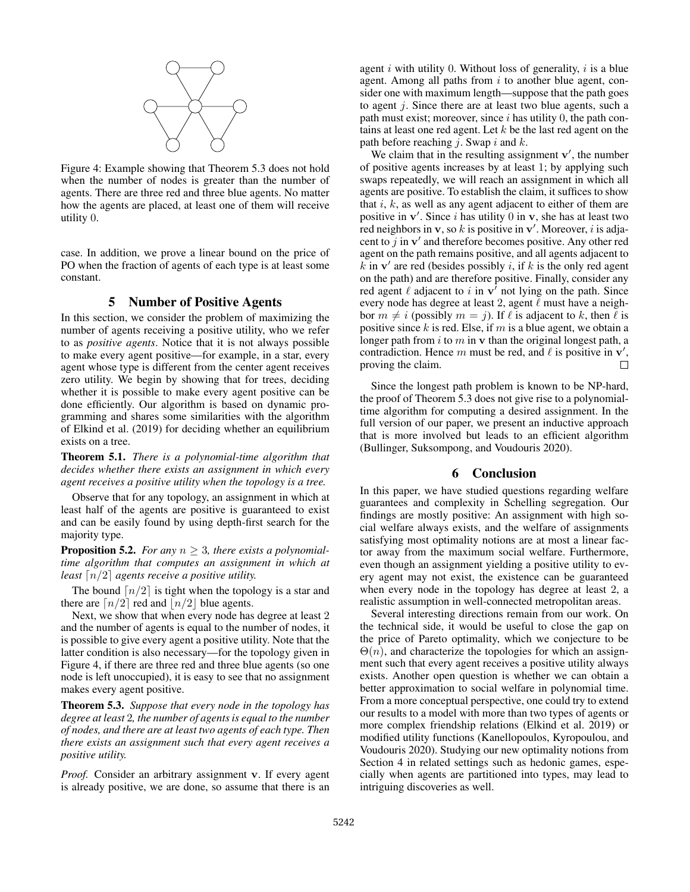Figure 4: Example showing that Theorem 5.3 does not hold when the number of nodes is greater than the number of agents. There are three red and three blue agents. No matter how the agents are placed, at least one of them will receive utility 0.

case. In addition, we prove a linear bound on the price of PO when the fraction of agents of each type is at least some constant.

## 5 Number of Positive Agents

In this section, we consider the problem of maximizing the number of agents receiving a positive utility, who we refer to as *positive agents*. Notice that it is not always possible to make every agent positive—for example, in a star, every agent whose type is different from the center agent receives zero utility. We begin by showing that for trees, deciding whether it is possible to make every agent positive can be done efficiently. Our algorithm is based on dynamic programming and shares some similarities with the algorithm of Elkind et al. (2019) for deciding whether an equilibrium exists on a tree.

**Theorem 5.1.** *There is a polynomial-time algorithm that decides whether there exists an assignment in which every agent receives a positive utility when the topology is a tree.*

Observe that for any topology, an assignment in which at least half of the agents are positive is guaranteed to exist and can be easily found by using depth-first search for the majority type.

**Proposition 5.2.** *For any $n \geq 3$, there exists a polynomial-time algorithm that computes an assignment in which at least $\lceil n/2 \rceil$ agents receive a positive utility.*

The bound $\lceil n/2 \rceil$ is tight when the topology is a star and there are $\lceil n/2 \rceil$ red and $\lfloor n/2 \rfloor$ blue agents.

Next, we show that when every node has degree at least 2 and the number of agents is equal to the number of nodes, it is possible to give every agent a positive utility. Note that the latter condition is also necessary—for the topology given in Figure 4, if there are three red and three blue agents (so one node is left unoccupied), it is easy to see that no assignment makes every agent positive.

**Theorem 5.3.** *Suppose that every node in the topology has degree at least 2, the number of agents is equal to the number of nodes, and there are at least two agents of each type. Then there exists an assignment such that every agent receives a positive utility.*

*Proof.* Consider an arbitrary assignment $\mathbf{v}$. If every agent is already positive, we are done, so assume that there is an agent $i$ with utility 0. Without loss of generality, $i$ is a blue agent. Among all paths from $i$ to another blue agent, consider one with maximum length—suppose that the path goes to agent $j$. Since there are at least two blue agents, such a path must exist; moreover, since $i$ has utility 0, the path contains at least one red agent. Let $k$ be the last red agent on the path before reaching $j$. Swap $i$ and $k$.

We claim that in the resulting assignment $\mathbf{v}'$, the number of positive agents increases by at least 1; by applying such swaps repeatedly, we will reach an assignment in which all agents are positive. To establish the claim, it suffices to show that $i$, $k$, as well as any agent adjacent to either of them are positive in $\mathbf{v}'$. Since $i$ has utility 0 in $\mathbf{v}$, she has at least two red neighbors in $\mathbf{v}$, so $k$ is positive in $\mathbf{v}'$. Moreover, $i$ is adjacent to $j$ in $\mathbf{v}'$ and therefore becomes positive. Any other red agent on the path remains positive, and all agents adjacent to $k$ in $\mathbf{v}'$ are red (besides possibly $i$, if $k$ is the only red agent on the path) and are therefore positive. Finally, consider any red agent $\ell$ adjacent to $i$ in $\mathbf{v}'$ not lying on the path. Since every node has degree at least 2, agent $\ell$ must have a neighbor $m \neq i$ (possibly $m = j$). If $\ell$ is adjacent to $k$, then $\ell$ is positive since $k$ is red. Else, if $m$ is a blue agent, we obtain a longer path from $i$ to $m$ in $\mathbf{v}$ than the original longest path, a contradiction. Hence $m$ must be red, and $\ell$ is positive in $\mathbf{v}'$, proving the claim. $\square$

Since the longest path problem is known to be NP-hard, the proof of Theorem 5.3 does not give rise to a polynomial-time algorithm for computing a desired assignment. In the full version of our paper, we present an inductive approach that is more involved but leads to an efficient algorithm (Bullinger, Suksompong, and Voudouris 2020).

## 6 Conclusion

In this paper, we have studied questions regarding welfare guarantees and complexity in Schelling segregation. Our findings are mostly positive: An assignment with high social welfare always exists, and the welfare of assignments satisfying most optimality notions are at most a linear factor away from the maximum social welfare. Furthermore, even though an assignment yielding a positive utility to every agent may not exist, the existence can be guaranteed when every node in the topology has degree at least 2, a realistic assumption in well-connected metropolitan areas.

Several interesting directions remain from our work. On the technical side, it would be useful to close the gap on the price of Pareto optimality, which we conjecture to be $\Theta(n)$, and characterize the topologies for which an assignment such that every agent receives a positive utility always exists. Another open question is whether we can obtain a better approximation to social welfare in polynomial time. From a more conceptual perspective, one could try to extend our results to a model with more than two types of agents or more complex friendship relations (Elkind et al. 2019) or modified utility functions (Kanellopoulos, Kyropoulou, and Voudouris 2020). Studying our new optimality notions from Section 4 in related settings such as hedonic games, especially when agents are partitioned into types, may lead to intriguing discoveries as well.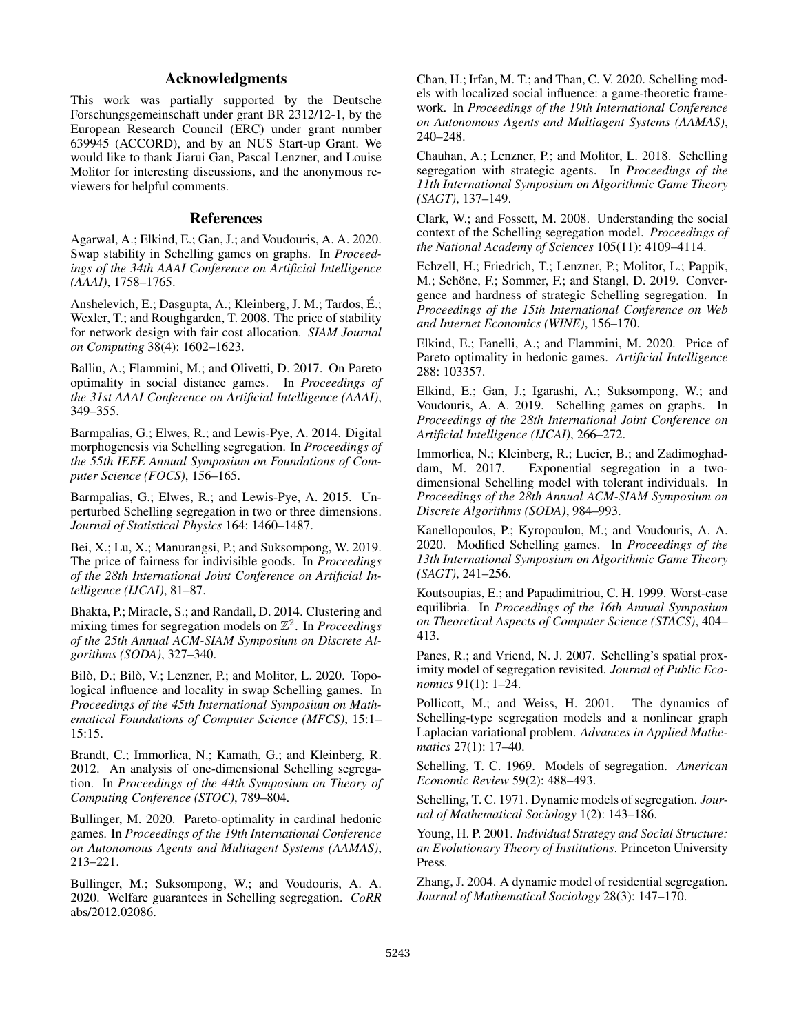## Acknowledgments

This work was partially supported by the Deutsche Forschungsgemeinschaft under grant BR 2312/12-1, by the European Research Council (ERC) under grant number 639945 (ACCORD), and by an NUS Start-up Grant. We would like to thank Jiarui Gan, Pascal Lenzner, and Louise Molitor for interesting discussions, and the anonymous reviewers for helpful comments.

## References

Agarwal, A.; Elkind, E.; Gan, J.; and Voudouris, A. A. 2020. Swap stability in Schelling games on graphs. In *Proceedings of the 34th AAAI Conference on Artificial Intelligence (AAAI)*, 1758–1765.

Anshelevich, E.; Dasgupta, A.; Kleinberg, J. M.; Tardos, É.; Wexler, T.; and Roughgarden, T. 2008. The price of stability for network design with fair cost allocation. *SIAM Journal on Computing* 38(4): 1602–1623.

Balliu, A.; Flammini, M.; and Olivetti, D. 2017. On Pareto optimality in social distance games. In *Proceedings of the 31st AAAI Conference on Artificial Intelligence (AAAI)*, 349–355.

Barmpalias, G.; Elwes, R.; and Lewis-Pye, A. 2014. Digital morphogenesis via Schelling segregation. In *Proceedings of the 55th IEEE Annual Symposium on Foundations of Computer Science (FOCS)*, 156–165.

Barmpalias, G.; Elwes, R.; and Lewis-Pye, A. 2015. Unperturbed Schelling segregation in two or three dimensions. *Journal of Statistical Physics* 164: 1460–1487.

Bei, X.; Lu, X.; Manurangsi, P.; and Suksompong, W. 2019. The price of fairness for indivisible goods. In *Proceedings of the 28th International Joint Conference on Artificial Intelligence (IJCAI)*, 81–87.

Bhakta, P.; Miracle, S.; and Randall, D. 2014. Clustering and mixing times for segregation models on $\mathbb{Z}^2$. In *Proceedings of the 25th Annual ACM-SIAM Symposium on Discrete Algorithms (SODA)*, 327–340.

Bilò, D.; Bilò, V.; Lenzner, P.; and Molitor, L. 2020. Topological influence and locality in swap Schelling games. In *Proceedings of the 45th International Symposium on Mathematical Foundations of Computer Science (MFCS)*, 15:1–15:15.

Brandt, C.; Immorlica, N.; Kamath, G.; and Kleinberg, R. 2012. An analysis of one-dimensional Schelling segregation. In *Proceedings of the 44th Symposium on Theory of Computing Conference (STOC)*, 789–804.

Bullinger, M. 2020. Pareto-optimality in cardinal hedonic games. In *Proceedings of the 19th International Conference on Autonomous Agents and Multiagent Systems (AAMAS)*, 213–221.

Bullinger, M.; Suksompong, W.; and Voudouris, A. A. 2020. Welfare guarantees in Schelling segregation. *CoRR* abs/2012.02086.

Chan, H.; Irfan, M. T.; and Than, C. V. 2020. Schelling models with localized social influence: a game-theoretic framework. In *Proceedings of the 19th International Conference on Autonomous Agents and Multiagent Systems (AAMAS)*, 240–248.

Chauhan, A.; Lenzner, P.; and Molitor, L. 2018. Schelling segregation with strategic agents. In *Proceedings of the 11th International Symposium on Algorithmic Game Theory (SAGT)*, 137–149.

Clark, W.; and Fossett, M. 2008. Understanding the social context of the Schelling segregation model. *Proceedings of the National Academy of Sciences* 105(11): 4109–4114.

Echzell, H.; Friedrich, T.; Lenzner, P.; Molitor, L.; Pappik, M.; Schöne, F.; Sommer, F.; and Stangl, D. 2019. Convergence and hardness of strategic Schelling segregation. In *Proceedings of the 15th International Conference on Web and Internet Economics (WINE)*, 156–170.

Elkind, E.; Fanelli, A.; and Flammini, M. 2020. Price of Pareto optimality in hedonic games. *Artificial Intelligence* 288: 103357.

Elkind, E.; Gan, J.; Igarashi, A.; Suksompong, W.; and Voudouris, A. A. 2019. Schelling games on graphs. In *Proceedings of the 28th International Joint Conference on Artificial Intelligence (IJCAI)*, 266–272.

Immorlica, N.; Kleinberg, R.; Lucier, B.; and Zadimoghaddam, M. 2017. Exponential segregation in a two-dimensional Schelling model with tolerant individuals. In *Proceedings of the 28th Annual ACM-SIAM Symposium on Discrete Algorithms (SODA)*, 984–993.

Kanellopoulos, P.; Kyropoulou, M.; and Voudouris, A. A. 2020. Modified Schelling games. In *Proceedings of the 13th International Symposium on Algorithmic Game Theory (SAGT)*, 241–256.

Koutsoupias, E.; and Papadimitriou, C. H. 1999. Worst-case equilibria. In *Proceedings of the 16th Annual Symposium on Theoretical Aspects of Computer Science (STACS)*, 404–413.

Pancs, R.; and Vriend, N. J. 2007. Schelling's spatial proximity model of segregation revisited. *Journal of Public Economics* 91(1): 1–24.

Pollicott, M.; and Weiss, H. 2001. The dynamics of Schelling-type segregation models and a nonlinear graph Laplacian variational problem. *Advances in Applied Mathematics* 27(1): 17–40.

Schelling, T. C. 1969. Models of segregation. *American Economic Review* 59(2): 488–493.

Schelling, T. C. 1971. Dynamic models of segregation. *Journal of Mathematical Sociology* 1(2): 143–186.

Young, H. P. 2001. *Individual Strategy and Social Structure: an Evolutionary Theory of Institutions*. Princeton University Press.

Zhang, J. 2004. A dynamic model of residential segregation. *Journal of Mathematical Sociology* 28(3): 147–170.